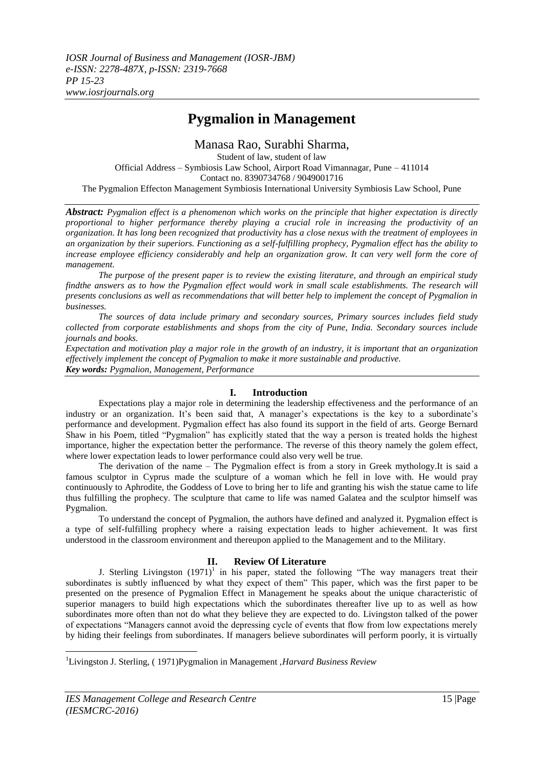# Pygmalion in Management

Manasa Rao, Surabhi Sharma,

Student of law, student of law

Official Address – Symbiosis Law School, Airport Road Vimannagar, Pune – 411014

Contact no. 8390734768 / 9049001716

The Pygmalion Effecton Management Symbiosis International University Symbiosis Law School, Pune

***Abstract:*** *Pygmalion effect is a phenomenon which works on the principle that higher expectation is directly proportional to higher performance thereby playing a crucial role in increasing the productivity of an organization. It has long been recognized that productivity has a close nexus with the treatment of employees in an organization by their superiors. Functioning as a self-fulfilling prophecy, Pygmalion effect has the ability to increase employee efficiency considerably and help an organization grow. It can very well form the core of management.*

*The purpose of the present paper is to review the existing literature, and through an empirical study findthe answers as to how the Pygmalion effect would work in small scale establishments. The research will presents conclusions as well as recommendations that will better help to implement the concept of Pygmalion in businesses.*

*The sources of data include primary and secondary sources, Primary sources includes field study collected from corporate establishments and shops from the city of Pune, India. Secondary sources include journals and books.*

*Expectation and motivation play a major role in the growth of an industry, it is important that an organization effectively implement the concept of Pygmalion to make it more sustainable and productive.*

***Key words:*** *Pygmalion, Management, Performance*

## I. Introduction

Expectations play a major role in determining the leadership effectiveness and the performance of an industry or an organization. It's been said that, A manager's expectations is the key to a subordinate's performance and development. Pygmalion effect has also found its support in the field of arts. George Bernard Shaw in his Poem, titled "Pygmalion" has explicitly stated that the way a person is treated holds the highest importance, higher the expectation better the performance. The reverse of this theory namely the golem effect, where lower expectation leads to lower performance could also very well be true.

The derivation of the name – The Pygmalion effect is from a story in Greek mythology.It is said a famous sculptor in Cyprus made the sculpture of a woman which he fell in love with. He would pray continuously to Aphrodite, the Goddess of Love to bring her to life and granting his wish the statue came to life thus fulfilling the prophecy. The sculpture that came to life was named Galatea and the sculptor himself was Pygmalion.

To understand the concept of Pygmalion, the authors have defined and analyzed it. Pygmalion effect is a type of self-fulfilling prophecy where a raising expectation leads to higher achievement. It was first understood in the classroom environment and thereupon applied to the Management and to the Military.

## II. Review Of Literature

J. Sterling Livingston (1971)[1] in his paper, stated the following "The way managers treat their subordinates is subtly influenced by what they expect of them" This paper, which was the first paper to be presented on the presence of Pygmalion Effect in Management he speaks about the unique characteristic of superior managers to build high expectations which the subordinates thereafter live up to as well as how subordinates more often than not do what they believe they are expected to do. Livingston talked of the power of expectations "Managers cannot avoid the depressing cycle of events that flow from low expectations merely by hiding their feelings from subordinates. If managers believe subordinates will perform poorly, it is virtually

---

[1]Livingston J. Sterling, ( 1971)Pygmalion in Management ,*Harvard Business Review*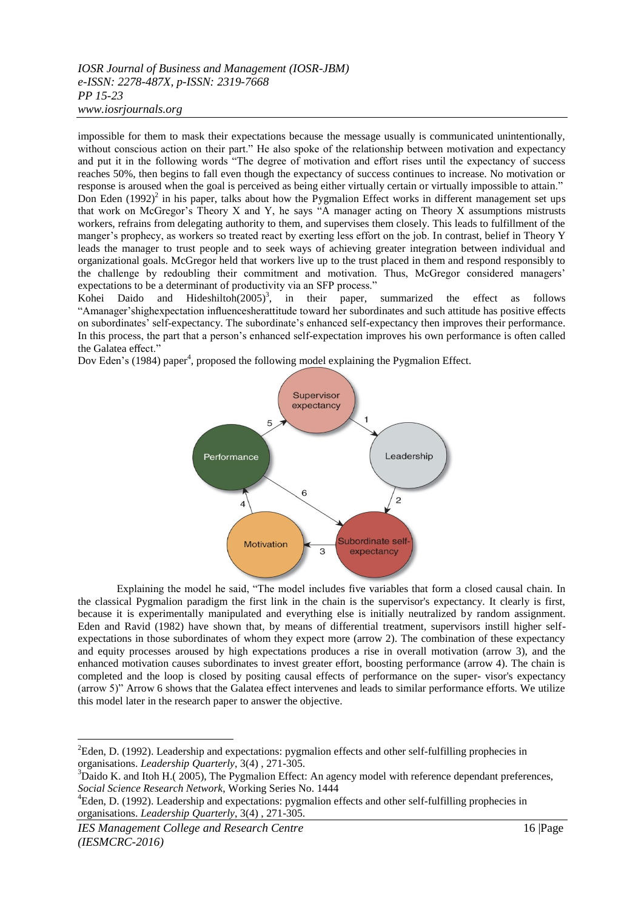impossible for them to mask their expectations because the message usually is communicated unintentionally, without conscious action on their part." He also spoke of the relationship between motivation and expectancy and put it in the following words "The degree of motivation and effort rises until the expectancy of success reaches 50%, then begins to fall even though the expectancy of success continues to increase. No motivation or response is aroused when the goal is perceived as being either virtually certain or virtually impossible to attain."

Don Eden (1992)[2] in his paper, talks about how the Pygmalion Effect works in different management set ups that work on McGregor's Theory X and Y, he says "A manager acting on Theory X assumptions mistrusts workers, refrains from delegating authority to them, and supervises them closely. This leads to fulfillment of the manger's prophecy, as workers so treated react by exerting less effort on the job. In contrast, belief in Theory Y leads the manager to trust people and to seek ways of achieving greater integration between individual and organizational goals. McGregor held that workers live up to the trust placed in them and respond responsibly to the challenge by redoubling their commitment and motivation. Thus, McGregor considered managers' expectations to be a determinant of productivity via an SFP process."

Kohei Daido and HideshiItoh(2005)[3], in their paper, summarized the effect as follows "Amanager'shighexpectation influencesherattitude toward her subordinates and such attitude has positive effects on subordinates' self-expectancy. The subordinate's enhanced self-expectancy then improves their performance. In this process, the part that a person's enhanced self-expectation improves his own performance is often called the Galatea effect."

Dov Eden's (1984) paper[4], proposed the following model explaining the Pygmalion Effect.

Explaining the model he said, "The model includes five variables that form a closed causal chain. In the classical Pygmalion paradigm the first link in the chain is the supervisor's expectancy. It clearly is first, because it is experimentally manipulated and everything else is initially neutralized by random assignment. Eden and Ravid (1982) have shown that, by means of differential treatment, supervisors instill higher self-expectations in those subordinates of whom they expect more (arrow 2). The combination of these expectancy and equity processes aroused by high expectations produces a rise in overall motivation (arrow 3), and the enhanced motivation causes subordinates to invest greater effort, boosting performance (arrow 4). The chain is completed and the loop is closed by positing causal effects of performance on the super- visor's expectancy (arrow 5)" Arrow 6 shows that the Galatea effect intervenes and leads to similar performance efforts. We utilize this model later in the research paper to answer the objective.

---

[2]Eden, D. (1992). Leadership and expectations: pygmalion effects and other self-fulfilling prophecies in organisations. *Leadership Quarterly*, 3(4) , 271-305.

[3]Daido K. and Itoh H.( 2005), The Pygmalion Effect: An agency model with reference dependant preferences, *Social Science Research Network*, Working Series No. 1444

[4]Eden, D. (1992). Leadership and expectations: pygmalion effects and other self-fulfilling prophecies in organisations. *Leadership Quarterly*, 3(4) , 271-305.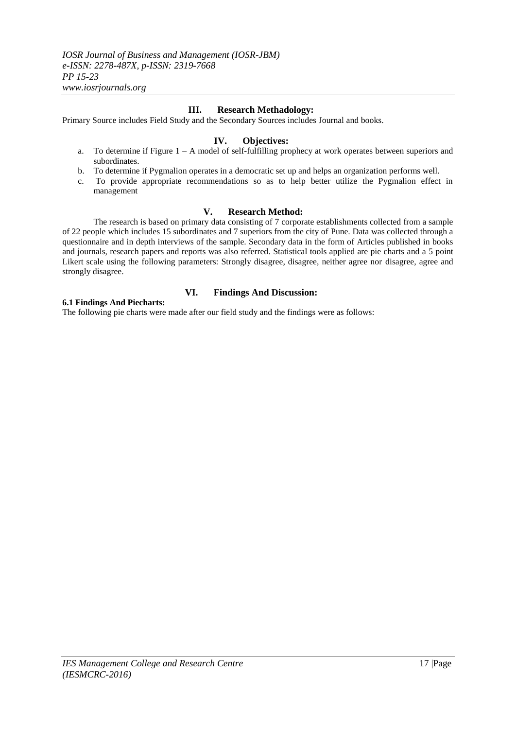## III. Research Methadology:

Primary Source includes Field Study and the Secondary Sources includes Journal and books.

## IV. Objectives:

a. To determine if Figure 1 – A model of self-fulfilling prophecy at work operates between superiors and subordinates.
b. To determine if Pygmalion operates in a democratic set up and helps an organization performs well.
c. To provide appropriate recommendations so as to help better utilize the Pygmalion effect in management

## V. Research Method:

The research is based on primary data consisting of 7 corporate establishments collected from a sample of 22 people which includes 15 subordinates and 7 superiors from the city of Pune. Data was collected through a questionnaire and in depth interviews of the sample. Secondary data in the form of Articles published in books and journals, research papers and reports was also referred. Statistical tools applied are pie charts and a 5 point Likert scale using the following parameters: Strongly disagree, disagree, neither agree nor disagree, agree and strongly disagree.

## VI. Findings And Discussion:

### 6.1 Findings And Piecharts:

The following pie charts were made after our field study and the findings were as follows: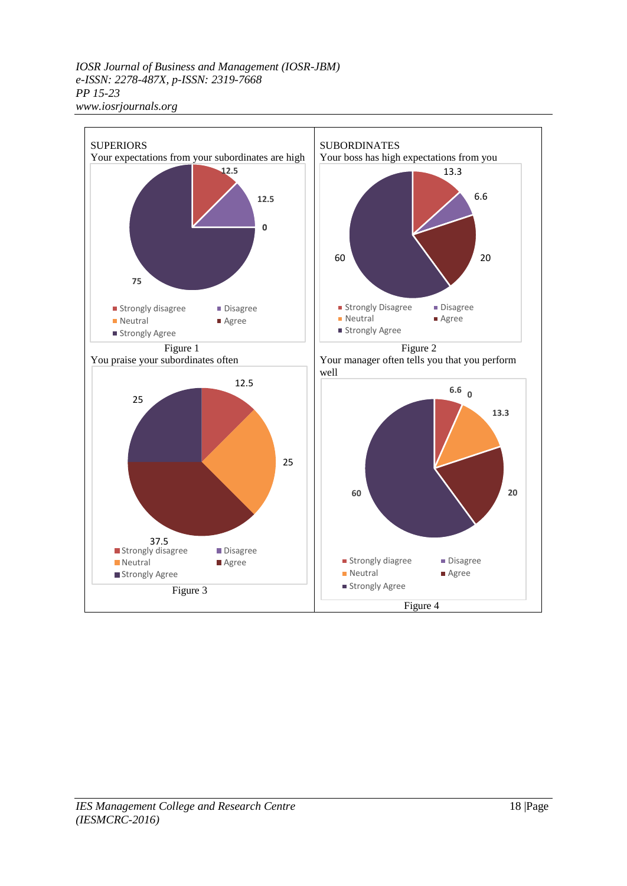SUPERIORS

Your expectations from your subordinates are high

12.5

12.5

0

75

- Strongly disagree
- Disagree
- Neutral
- Agree
- Strongly Agree

Figure 1

SUBORDINATES

Your boss has high expectations from you

13.3

6.6

60

20

- Strongly Disagree
- Disagree
- Neutral
- Agree
- Strongly Agree

Figure 2

You praise your subordinates often

12.5

25

25

37.5

- Strongly disagree
- Disagree
- Neutral
- Agree
- Strongly Agree

Figure 3

Your manager often tells you that you perform well

6.6

0

13.3

60

20

- Strongly diagree
- Disagree
- Neutral
- Agree
- Strongly Agree

Figure 4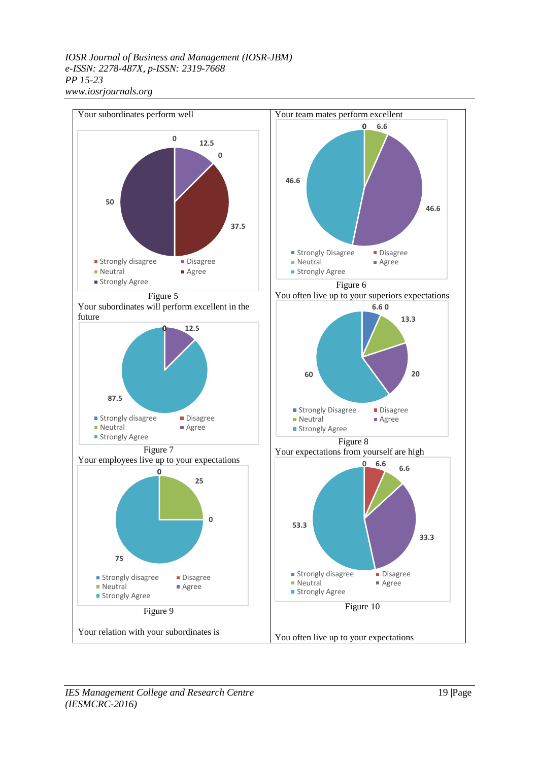Your subordinates perform well

Strongly disagree: 0 | Disagree: 12.5 | Neutral: 0 | Agree: 37.5 | Strongly Agree: 50

Figure 5

Your team mates perform excellent

Strongly Disagree: 0 | Disagree: — | Neutral: 6.6 | Agree: 46.6 | Strongly Agree: 46.6

Figure 6

Your subordinates will perform excellent in the future

Strongly disagree: 0 | Disagree: — | Neutral: — | Agree: 12.5 | Strongly Agree: 87.5

Figure 7

You often live up to your superiors expectations

Strongly Disagree: 6.6 | Disagree: 0 | Neutral: 13.3 | Agree: 20 | Strongly Agree: 60

Figure 8

Your employees live up to your expectations

Strongly disagree: 0 | Disagree: — | Neutral: 25 | Agree: 0 | Strongly Agree: 75

Figure 9

Your expectations from yourself are high

Strongly disagree: 0 | Disagree: 6.6 | Neutral: 6.6 | Agree: 33.3 | Strongly Agree: 53.3

Figure 10

Your relation with your subordinates is

You often live up to your expectations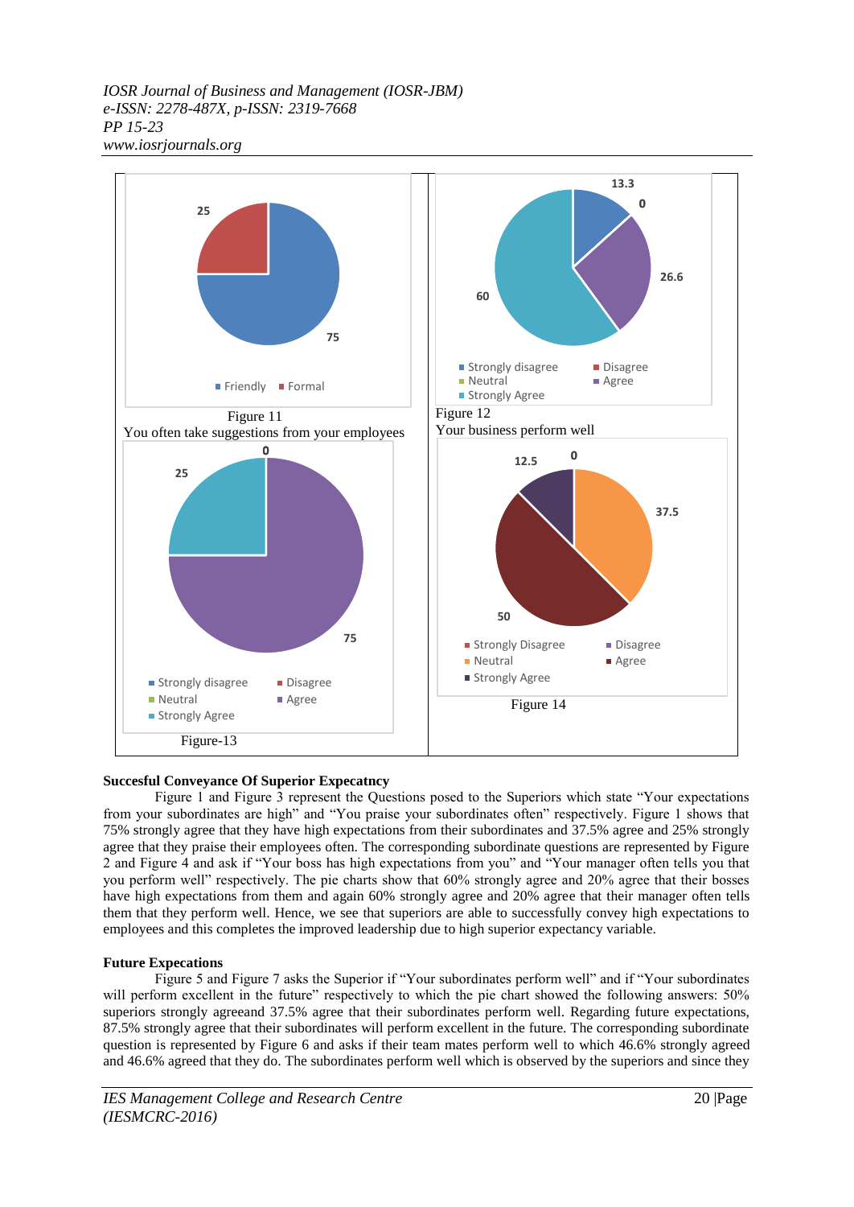Figure 11

You often take suggestions from your employees

Figure 12

Your business perform well

Figure-13

Figure 14

**Succesful Conveyance Of Superior Expecatncy**

Figure 1 and Figure 3 represent the Questions posed to the Superiors which state "Your expectations from your subordinates are high" and "You praise your subordinates often" respectively. Figure 1 shows that 75% strongly agree that they have high expectations from their subordinates and 37.5% agree and 25% strongly agree that they praise their employees often. The corresponding subordinate questions are represented by Figure 2 and Figure 4 and ask if "Your boss has high expectations from you" and "Your manager often tells you that you perform well" respectively. The pie charts show that 60% strongly agree and 20% agree that their bosses have high expectations from them and again 60% strongly agree and 20% agree that their manager often tells them that they perform well. Hence, we see that superiors are able to successfully convey high expectations to employees and this completes the improved leadership due to high superior expectancy variable.

**Future Expecations**

Figure 5 and Figure 7 asks the Superior if "Your subordinates perform well" and if "Your subordinates will perform excellent in the future" respectively to which the pie chart showed the following answers: 50% superiors strongly agreeand 37.5% agree that their subordinates perform well. Regarding future expectations, 87.5% strongly agree that their subordinates will perform excellent in the future. The corresponding subordinate question is represented by Figure 6 and asks if their team mates perform well to which 46.6% strongly agreed and 46.6% agreed that they do. The subordinates perform well which is observed by the superiors and since they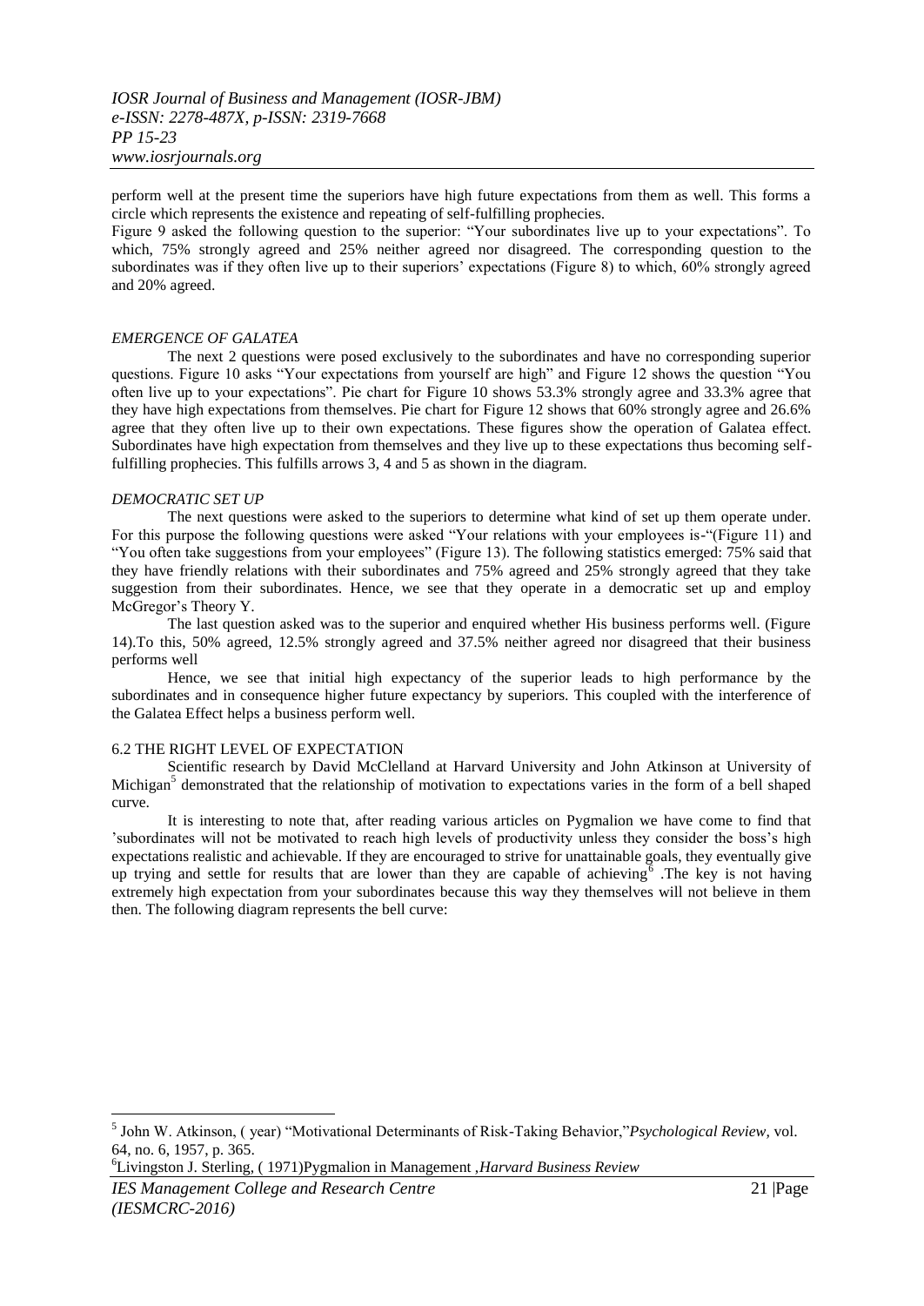perform well at the present time the superiors have high future expectations from them as well. This forms a circle which represents the existence and repeating of self-fulfilling prophecies.

Figure 9 asked the following question to the superior: "Your subordinates live up to your expectations". To which, 75% strongly agreed and 25% neither agreed nor disagreed. The corresponding question to the subordinates was if they often live up to their superiors' expectations (Figure 8) to which, 60% strongly agreed and 20% agreed.

*EMERGENCE OF GALATEA*

The next 2 questions were posed exclusively to the subordinates and have no corresponding superior questions. Figure 10 asks "Your expectations from yourself are high" and Figure 12 shows the question "You often live up to your expectations". Pie chart for Figure 10 shows 53.3% strongly agree and 33.3% agree that they have high expectations from themselves. Pie chart for Figure 12 shows that 60% strongly agree and 26.6% agree that they often live up to their own expectations. These figures show the operation of Galatea effect. Subordinates have high expectation from themselves and they live up to these expectations thus becoming self-fulfilling prophecies. This fulfills arrows 3, 4 and 5 as shown in the diagram.

*DEMOCRATIC SET UP*

The next questions were asked to the superiors to determine what kind of set up them operate under. For this purpose the following questions were asked "Your relations with your employees is-"(Figure 11) and "You often take suggestions from your employees" (Figure 13). The following statistics emerged: 75% said that they have friendly relations with their subordinates and 75% agreed and 25% strongly agreed that they take suggestion from their subordinates. Hence, we see that they operate in a democratic set up and employ McGregor's Theory Y.

The last question asked was to the superior and enquired whether His business performs well. (Figure 14).To this, 50% agreed, 12.5% strongly agreed and 37.5% neither agreed nor disagreed that their business performs well

Hence, we see that initial high expectancy of the superior leads to high performance by the subordinates and in consequence higher future expectancy by superiors. This coupled with the interference of the Galatea Effect helps a business perform well.

## 6.2 THE RIGHT LEVEL OF EXPECTATION

Scientific research by David McClelland at Harvard University and John Atkinson at University of Michigan[5] demonstrated that the relationship of motivation to expectations varies in the form of a bell shaped curve.

It is interesting to note that, after reading various articles on Pygmalion we have come to find that 'subordinates will not be motivated to reach high levels of productivity unless they consider the boss's high expectations realistic and achievable. If they are encouraged to strive for unattainable goals, they eventually give up trying and settle for results that are lower than they are capable of achieving[6] .The key is not having extremely high expectation from your subordinates because this way they themselves will not believe in them then. The following diagram represents the bell curve:

---

[5] John W. Atkinson, ( year) "Motivational Determinants of Risk-Taking Behavior,"*Psychological Review,* vol. 64, no. 6, 1957, p. 365.

[6] Livingston J. Sterling, ( 1971)Pygmalion in Management ,*Harvard Business Review*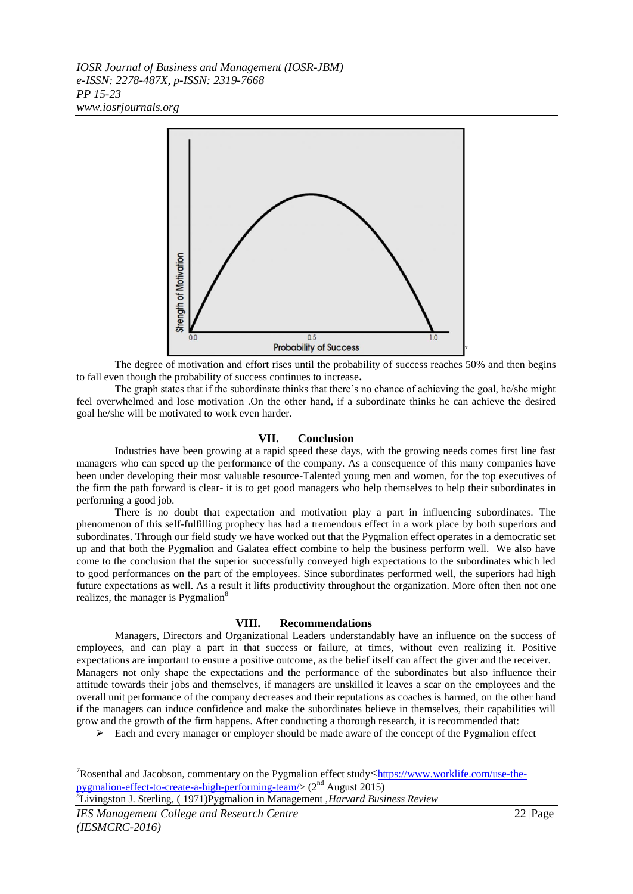The degree of motivation and effort rises until the probability of success reaches 50% and then begins to fall even though the probability of success continues to increase**.**

The graph states that if the subordinate thinks that there's no chance of achieving the goal, he/she might feel overwhelmed and lose motivation .On the other hand, if a subordinate thinks he can achieve the desired goal he/she will be motivated to work even harder.

## VII. Conclusion

Industries have been growing at a rapid speed these days, with the growing needs comes first line fast managers who can speed up the performance of the company. As a consequence of this many companies have been under developing their most valuable resource-Talented young men and women, for the top executives of the firm the path forward is clear- it is to get good managers who help themselves to help their subordinates in performing a good job.

There is no doubt that expectation and motivation play a part in influencing subordinates. The phenomenon of this self-fulfilling prophecy has had a tremendous effect in a work place by both superiors and subordinates. Through our field study we have worked out that the Pygmalion effect operates in a democratic set up and that both the Pygmalion and Galatea effect combine to help the business perform well. We also have come to the conclusion that the superior successfully conveyed high expectations to the subordinates which led to good performances on the part of the employees. Since subordinates performed well, the superiors had high future expectations as well. As a result it lifts productivity throughout the organization. More often then not one realizes, the manager is Pygmalion[8]

## VIII. Recommendations

Managers, Directors and Organizational Leaders understandably have an influence on the success of employees, and can play a part in that success or failure, at times, without even realizing it. Positive expectations are important to ensure a positive outcome, as the belief itself can affect the giver and the receiver. Managers not only shape the expectations and the performance of the subordinates but also influence their attitude towards their jobs and themselves, if managers are unskilled it leaves a scar on the employees and the overall unit performance of the company decreases and their reputations as coaches is harmed, on the other hand if the managers can induce confidence and make the subordinates believe in themselves, their capabilities will grow and the growth of the firm happens. After conducting a thorough research, it is recommended that:

- Each and every manager or employer should be made aware of the concept of the Pygmalion effect

---

[7]Rosenthal and Jacobson, commentary on the Pygmalion effect study<https://www.worklife.com/use-the-pygmalion-effect-to-create-a-high-performing-team/> (2nd August 2015)

[8]Livingston J. Sterling, ( 1971)Pygmalion in Management ,*Harvard Business Review*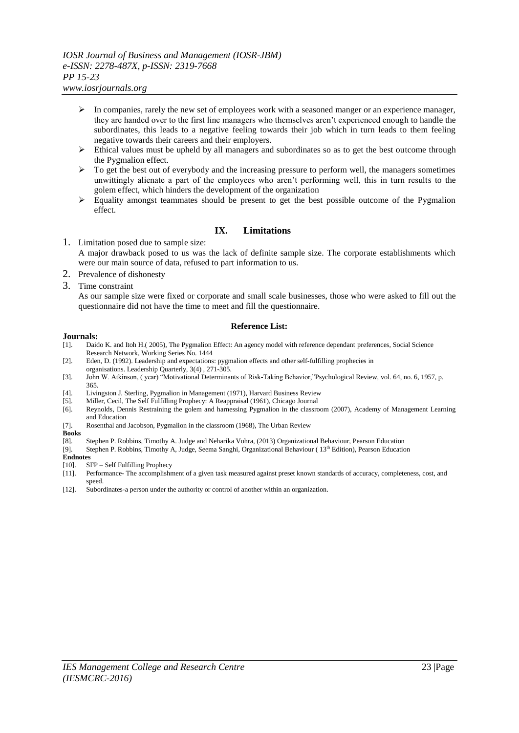- In companies, rarely the new set of employees work with a seasoned manger or an experience manager, they are handed over to the first line managers who themselves aren't experienced enough to handle the subordinates, this leads to a negative feeling towards their job which in turn leads to them feeling negative towards their careers and their employers.
- Ethical values must be upheld by all managers and subordinates so as to get the best outcome through the Pygmalion effect.
- To get the best out of everybody and the increasing pressure to perform well, the managers sometimes unwittingly alienate a part of the employees who aren't performing well, this in turn results to the golem effect, which hinders the development of the organization
- Equality amongst teammates should be present to get the best possible outcome of the Pygmalion effect.

## IX. Limitations

1. Limitation posed due to sample size:
   A major drawback posed to us was the lack of definite sample size. The corporate establishments which were our main source of data, refused to part information to us.
2. Prevalence of dishonesty
3. Time constraint
   As our sample size were fixed or corporate and small scale businesses, those who were asked to fill out the questionnaire did not have the time to meet and fill the questionnaire.

### Reference List:

**Journals:**

[1]. Daido K. and Itoh H.( 2005), The Pygmalion Effect: An agency model with reference dependant preferences, Social Science Research Network, Working Series No. 1444

[2]. Eden, D. (1992). Leadership and expectations: pygmalion effects and other self-fulfilling prophecies in organisations. Leadership Quarterly, 3(4) , 271-305.

[3]. John W. Atkinson, ( year) "Motivational Determinants of Risk-Taking Behavior,"Psychological Review, vol. 64, no. 6, 1957, p. 365.

[4]. Livingston J. Sterling, Pygmalion in Management (1971), Harvard Business Review

[5]. Miller, Cecil, The Self Fulfilling Prophecy: A Reappraisal (1961), Chicago Journal

[6]. Reynolds, Dennis Restraining the golem and harnessing Pygmalion in the classroom (2007), Academy of Management Learning and Education

[7]. Rosenthal and Jacobson, Pygmalion in the classroom (1968), The Urban Review

**Books**

[8]. Stephen P. Robbins, Timothy A. Judge and Neharika Vohra, (2013) Organizational Behaviour, Pearson Education

[9]. Stephen P. Robbins, Timothy A, Judge, Seema Sanghi, Organizational Behaviour ( 13th Edition), Pearson Education

**Endnotes**

[10]. SFP – Self Fulfilling Prophecy

[11]. Performance- The accomplishment of a given task measured against preset known standards of accuracy, completeness, cost, and speed.

[12]. Subordinates-a person under the authority or control of another within an organization.